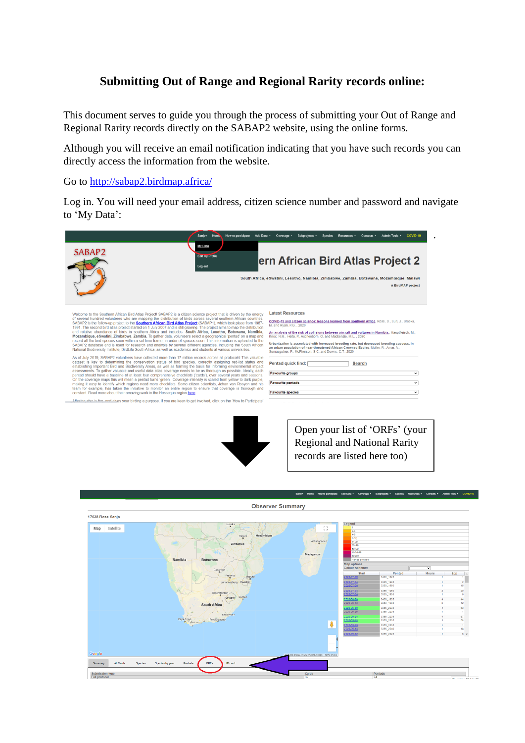# Submitting Out of Range and Regional Rarity records online:

This document serves to guide you through the process of submitting your Out of Range and Regional Rarity records directly on the SABAP2 website, using the online forms.

Although you will receive an email notification indicating that you have such records you can directly access the information from the website.

Go to http://sabap2.birdmap.africa/

Log in. You will need your email address, citizen science number and password and navigate to 'My Data':

Open your list of 'ORFs' (your Regional and National Rarity records are listed here too)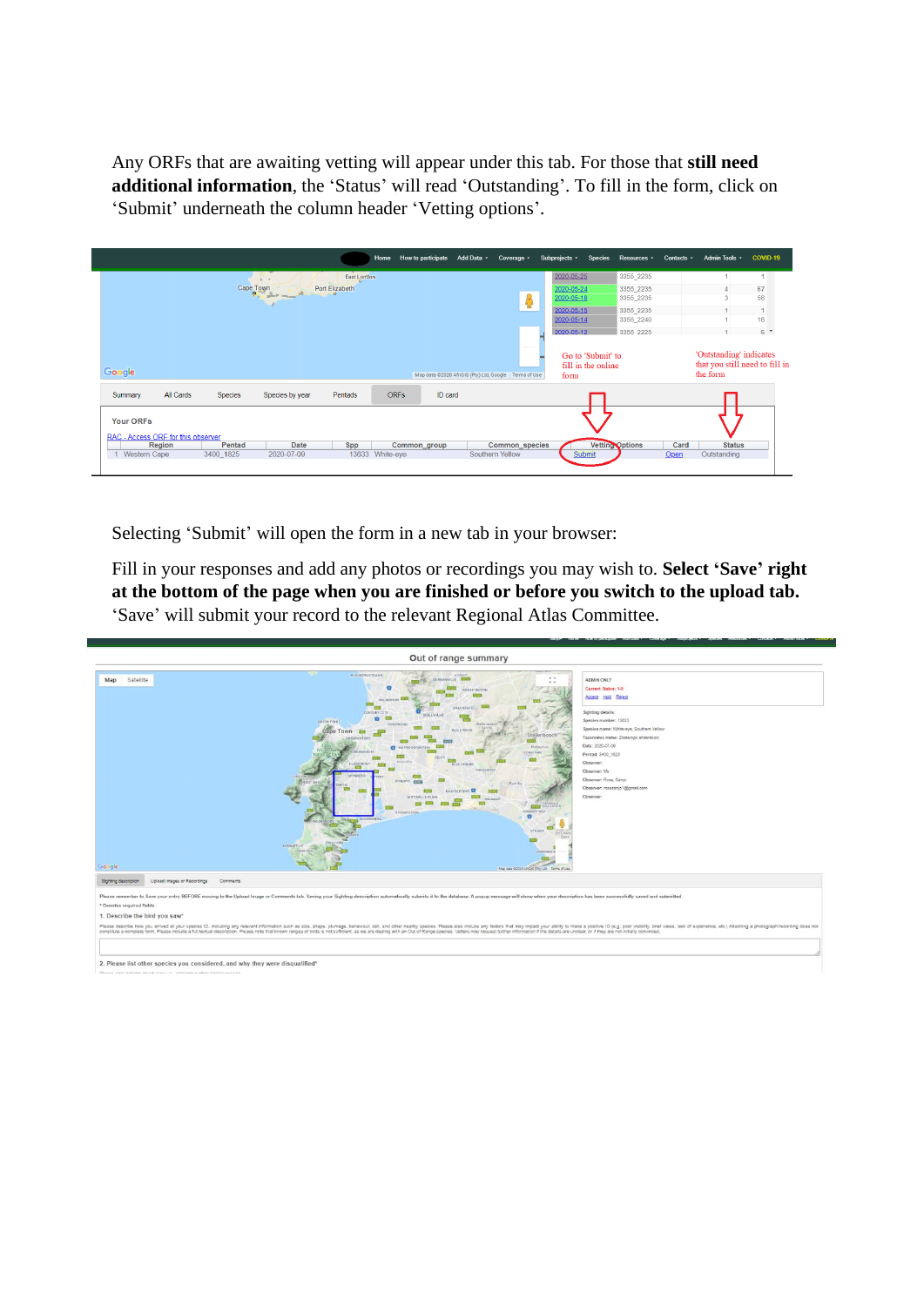Any ORFs that are awaiting vetting will appear under this tab. For those that **still need additional information**, the ‘Status’ will read ‘Outstanding’. To fill in the form, click on ‘Submit’ underneath the column header ‘Vetting options’.

Selecting ‘Submit’ will open the form in a new tab in your browser:

Fill in your responses and add any photos or recordings you may wish to. **Select ‘Save’ right at the bottom of the page when you are finished or before you switch to the upload tab.** ‘Save’ will submit your record to the relevant Regional Atlas Committee.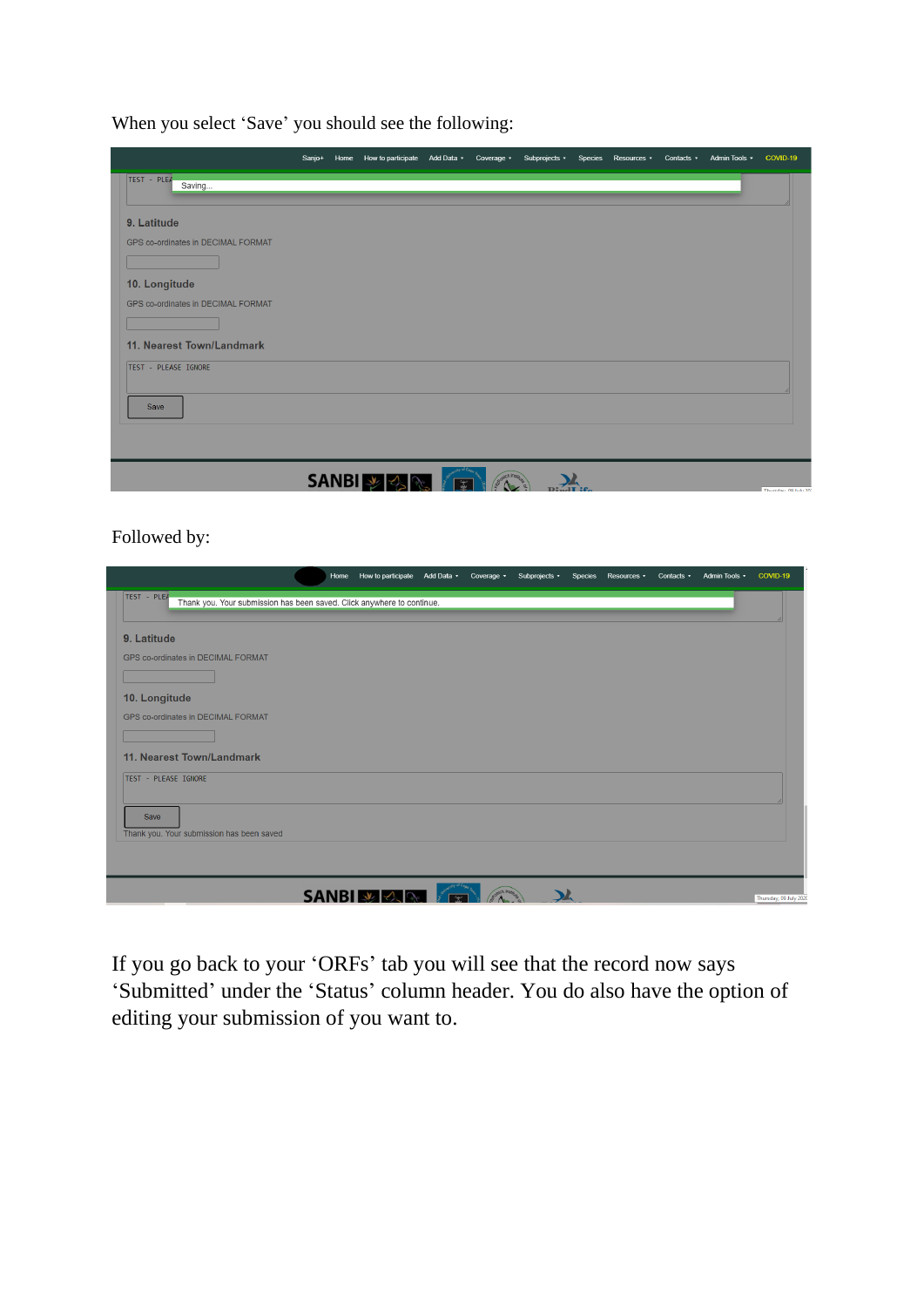When you select 'Save' you should see the following:

Followed by:

If you go back to your 'ORFs' tab you will see that the record now says 'Submitted' under the 'Status' column header. You do also have the option of editing your submission of you want to.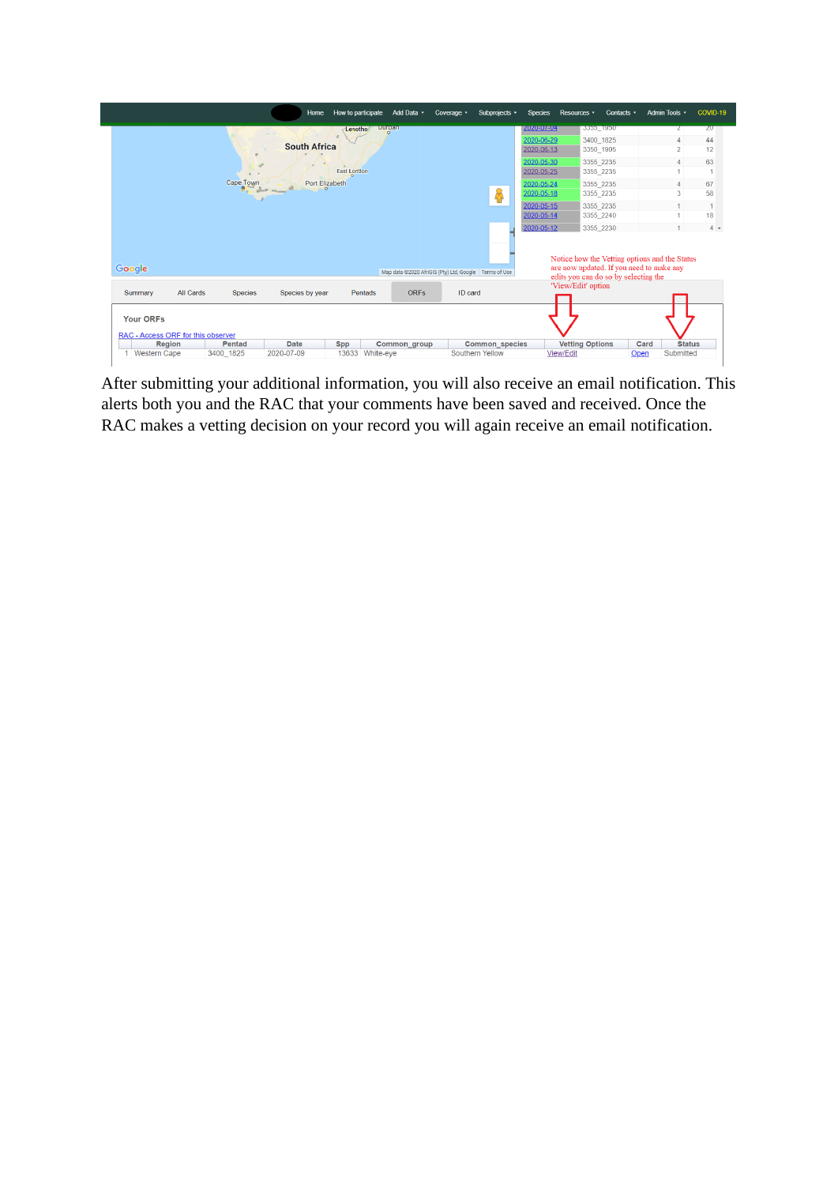Home How to participate Add Data Coverage Subprojects Species Resources Contacts Admin Tools COVID-19

| | | | |
|---|---|---|---|
| 2020-07-04 | 3355_1950 | 2 | 20 |
| 2020-06-29 | 3400_1825 | 4 | 44 |
| 2020-06-13 | 3350_1905 | 2 | 12 |
| 2020-05-30 | 3355_2235 | 4 | 63 |
| 2020-05-25 | 3355_2235 | 1 | 1 |
| 2020-05-24 | 3355_2235 | 4 | 67 |
| 2020-05-18 | 3355_2235 | 3 | 58 |
| 2020-05-15 | 3355_2235 | 1 | 1 |
| 2020-05-14 | 3355_2240 | 1 | 18 |
| 2020-05-12 | 3355_2230 | 1 | 4 |

Notice how the Vetting options and the Status are now updated. If you need to make any edits you can do so by selecting the 'View/Edit' option

Summary All Cards Species Species by year Pentads ORFs ID card

Your ORFs

RAC - Access ORF for this observer

| | Region | Pentad | Date | Spp | Common_group | Common_species | Vetting Options | Card | Status |
|---|---|---|---|---|---|---|---|---|---|
| 1 | Western Cape | 3400_1825 | 2020-07-09 | 13633 | White-eye | Southern Yellow | View/Edit | Open | Submitted |

After submitting your additional information, you will also receive an email notification. This alerts both you and the RAC that your comments have been saved and received. Once the RAC makes a vetting decision on your record you will again receive an email notification.